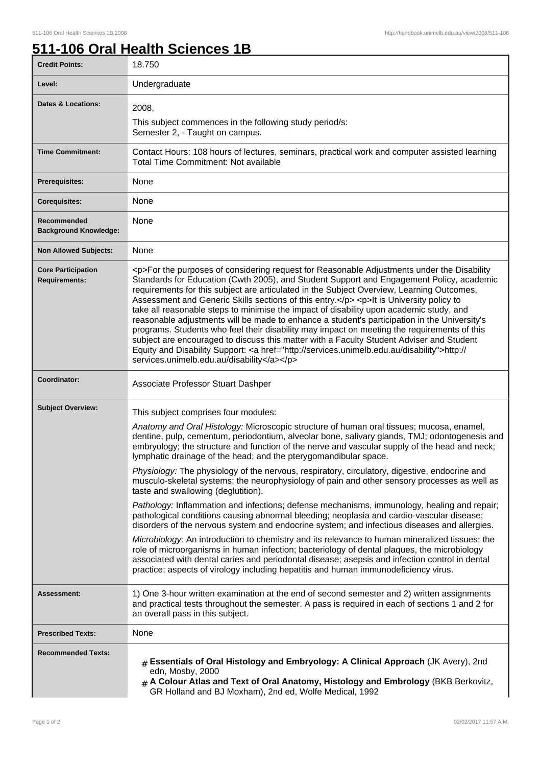# 511-106 Oral Health Sciences 1B

| | |
|---|---|
| **Credit Points:** | 18.750 |
| **Level:** | Undergraduate |
| **Dates & Locations:** | 2008,<br>This subject commences in the following study period/s:<br>Semester 2, - Taught on campus. |
| **Time Commitment:** | Contact Hours: 108 hours of lectures, seminars, practical work and computer assisted learning<br>Total Time Commitment: Not available |
| **Prerequisites:** | None |
| **Corequisites:** | None |
| **Recommended Background Knowledge:** | None |
| **Non Allowed Subjects:** | None |
| **Core Participation Requirements:** | <p>For the purposes of considering request for Reasonable Adjustments under the Disability Standards for Education (Cwth 2005), and Student Support and Engagement Policy, academic requirements for this subject are articulated in the Subject Overview, Learning Outcomes, Assessment and Generic Skills sections of this entry.</p> <p>It is University policy to take all reasonable steps to minimise the impact of disability upon academic study, and reasonable adjustments will be made to enhance a student's participation in the University's programs. Students who feel their disability may impact on meeting the requirements of this subject are encouraged to discuss this matter with a Faculty Student Adviser and Student Equity and Disability Support: <a href="http://services.unimelb.edu.au/disability">http://services.unimelb.edu.au/disability</a></p> |
| **Coordinator:** | Associate Professor Stuart Dashper |
| **Subject Overview:** | This subject comprises four modules:<br>*Anatomy and Oral Histology:* Microscopic structure of human oral tissues; mucosa, enamel, dentine, pulp, cementum, periodontium, alveolar bone, salivary glands, TMJ; odontogenesis and embryology; the structure and function of the nerve and vascular supply of the head and neck; lymphatic drainage of the head; and the pterygomandibular space.<br>*Physiology:* The physiology of the nervous, respiratory, circulatory, digestive, endocrine and musculo-skeletal systems; the neurophysiology of pain and other sensory processes as well as taste and swallowing (deglutition).<br>*Pathology:* Inflammation and infections; defense mechanisms, immunology, healing and repair; pathological conditions causing abnormal bleeding; neoplasia and cardio-vascular disease; disorders of the nervous system and endocrine system; and infectious diseases and allergies.<br>*Microbiology:* An introduction to chemistry and its relevance to human mineralized tissues; the role of microorganisms in human infection; bacteriology of dental plaques, the microbiology associated with dental caries and periodontal disease; asepsis and infection control in dental practice; aspects of virology including hepatitis and human immunodeficiency virus. |
| **Assessment:** | 1) One 3-hour written examination at the end of second semester and 2) written assignments and practical tests throughout the semester. A pass is required in each of sections 1 and 2 for an overall pass in this subject. |
| **Prescribed Texts:** | None |
| **Recommended Texts:** | # **Essentials of Oral Histology and Embryology: A Clinical Approach** (JK Avery), 2nd edn, Mosby, 2000<br># **A Colour Atlas and Text of Oral Anatomy, Histology and Embrology** (BKB Berkovitz, GR Holland and BJ Moxham), 2nd ed, Wolfe Medical, 1992 |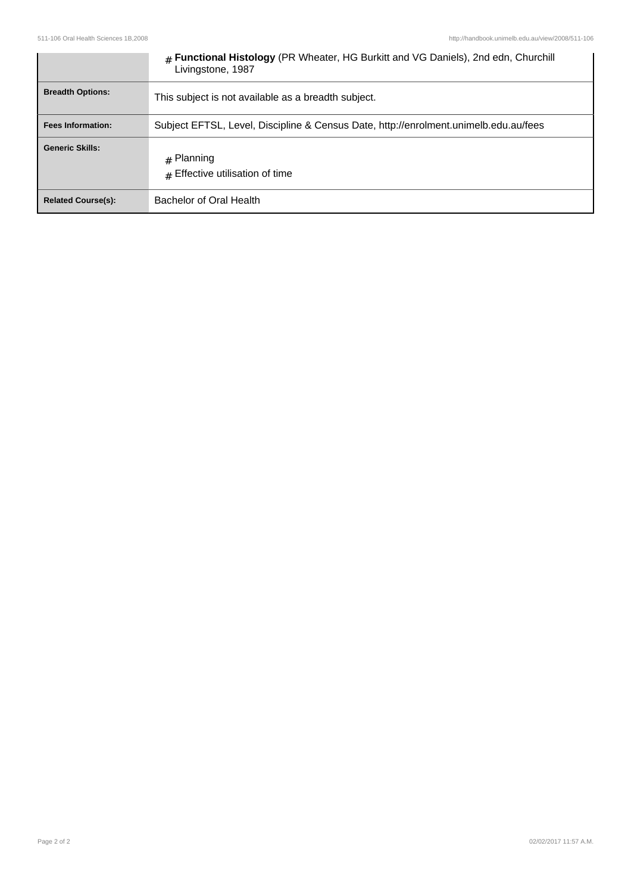| | |
|---|---|
| | # **Functional Histology** (PR Wheater, HG Burkitt and VG Daniels), 2nd edn, Churchill Livingstone, 1987 |
| **Breadth Options:** | This subject is not available as a breadth subject. |
| **Fees Information:** | Subject EFTSL, Level, Discipline & Census Date, http://enrolment.unimelb.edu.au/fees |
| **Generic Skills:** | # Planning<br># Effective utilisation of time |
| **Related Course(s):** | Bachelor of Oral Health |